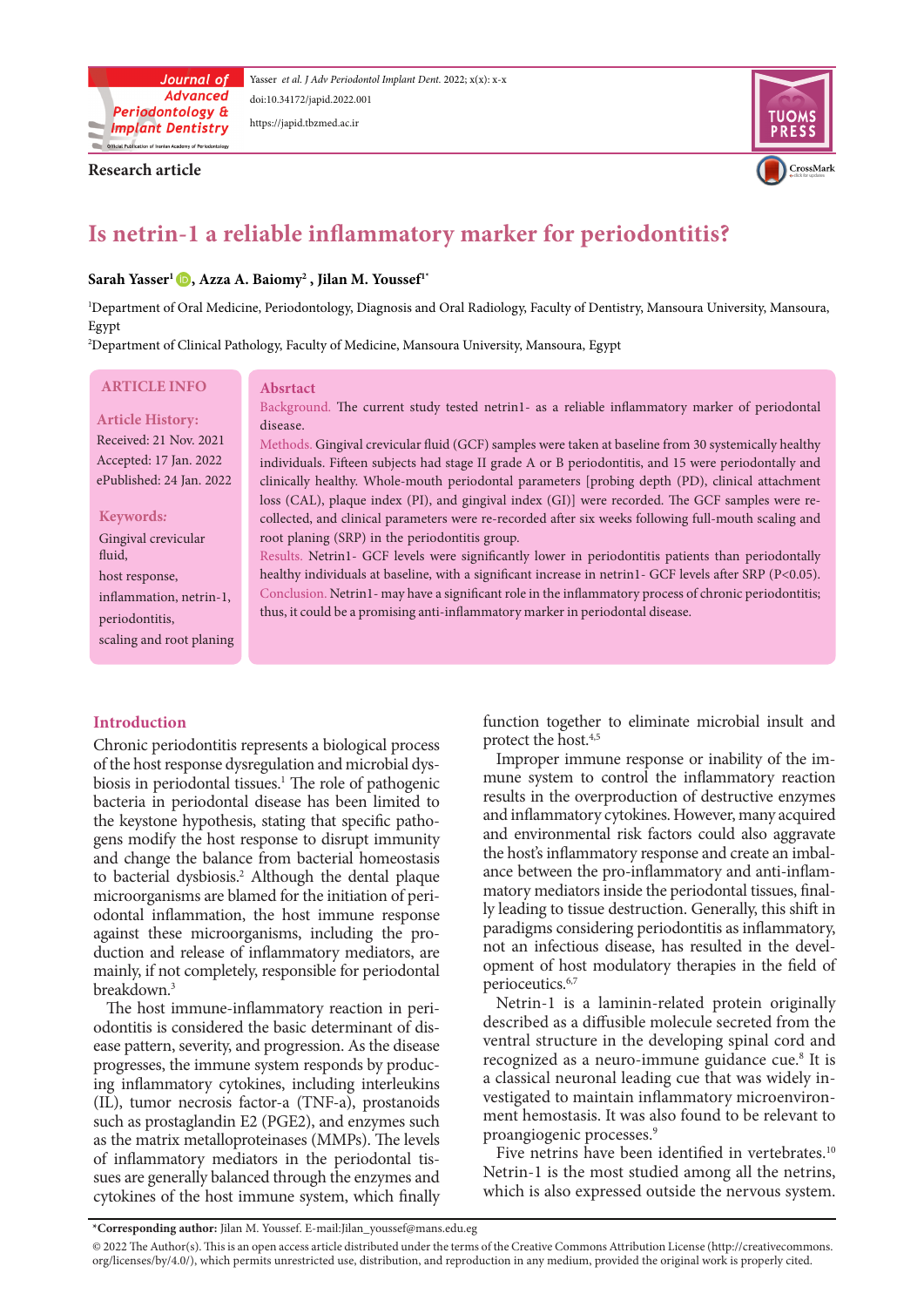Research article

# Is netrin-1 a reliable inflammatory marker for periodontitis?

**Sarah Yasser[1], Azza A. Baiomy[2], Jilan M. Youssef[1*]**

[1]Department of Oral Medicine, Periodontology, Diagnosis and Oral Radiology, Faculty of Dentistry, Mansoura University, Mansoura, Egypt

[2]Department of Clinical Pathology, Faculty of Medicine, Mansoura University, Mansoura, Egypt

**ARTICLE INFO**

**Article History:**
Received: 21 Nov. 2021
Accepted: 17 Jan. 2022
ePublished: 24 Jan. 2022

**Keywords:**
Gingival crevicular fluid,
host response,
inflammation, netrin-1,
periodontitis,
scaling and root planing

## Absrtact

**Background.** The current study tested netrin1- as a reliable inflammatory marker of periodontal disease.

**Methods.** Gingival crevicular fluid (GCF) samples were taken at baseline from 30 systemically healthy individuals. Fifteen subjects had stage II grade A or B periodontitis, and 15 were periodontally and clinically healthy. Whole-mouth periodontal parameters [probing depth (PD), clinical attachment loss (CAL), plaque index (PI), and gingival index (GI)] were recorded. The GCF samples were re-collected, and clinical parameters were re-recorded after six weeks following full-mouth scaling and root planing (SRP) in the periodontitis group.

**Results.** Netrin1- GCF levels were significantly lower in periodontitis patients than periodontally healthy individuals at baseline, with a significant increase in netrin1- GCF levels after SRP ($P<0.05$).

**Conclusion.** Netrin1- may have a significant role in the inflammatory process of chronic periodontitis; thus, it could be a promising anti-inflammatory marker in periodontal disease.

## Introduction

Chronic periodontitis represents a biological process of the host response dysregulation and microbial dysbiosis in periodontal tissues.[1] The role of pathogenic bacteria in periodontal disease has been limited to the keystone hypothesis, stating that specific pathogens modify the host response to disrupt immunity and change the balance from bacterial homeostasis to bacterial dysbiosis.[2] Although the dental plaque microorganisms are blamed for the initiation of periodontal inflammation, the host immune response against these microorganisms, including the production and release of inflammatory mediators, are mainly, if not completely, responsible for periodontal breakdown.[3]

The host immune-inflammatory reaction in periodontitis is considered the basic determinant of disease pattern, severity, and progression. As the disease progresses, the immune system responds by producing inflammatory cytokines, including interleukins (IL), tumor necrosis factor-a (TNF-a), prostanoids such as prostaglandin E2 (PGE2), and enzymes such as the matrix metalloproteinases (MMPs). The levels of inflammatory mediators in the periodontal tissues are generally balanced through the enzymes and cytokines of the host immune system, which finally function together to eliminate microbial insult and protect the host.[4,5]

Improper immune response or inability of the immune system to control the inflammatory reaction results in the overproduction of destructive enzymes and inflammatory cytokines. However, many acquired and environmental risk factors could also aggravate the host's inflammatory response and create an imbalance between the pro-inflammatory and anti-inflammatory mediators inside the periodontal tissues, finally leading to tissue destruction. Generally, this shift in paradigms considering periodontitis as inflammatory, not an infectious disease, has resulted in the development of host modulatory therapies in the field of perioceutics.[6,7]

Netrin-1 is a laminin-related protein originally described as a diffusible molecule secreted from the ventral structure in the developing spinal cord and recognized as a neuro-immune guidance cue.[8] It is a classical neuronal leading cue that was widely investigated to maintain inflammatory microenvironment hemostasis. It was also found to be relevant to proangiogenic processes.[9]

Five netrins have been identified in vertebrates.[10] Netrin-1 is the most studied among all the netrins, which is also expressed outside the nervous system.

***Corresponding author:** Jilan M. Youssef. E-mail:Jilan_youssef@mans.edu.eg

© 2022 The Author(s). This is an open access article distributed under the terms of the Creative Commons Attribution License (http://creativecommons.org/licenses/by/4.0/), which permits unrestricted use, distribution, and reproduction in any medium, provided the original work is properly cited.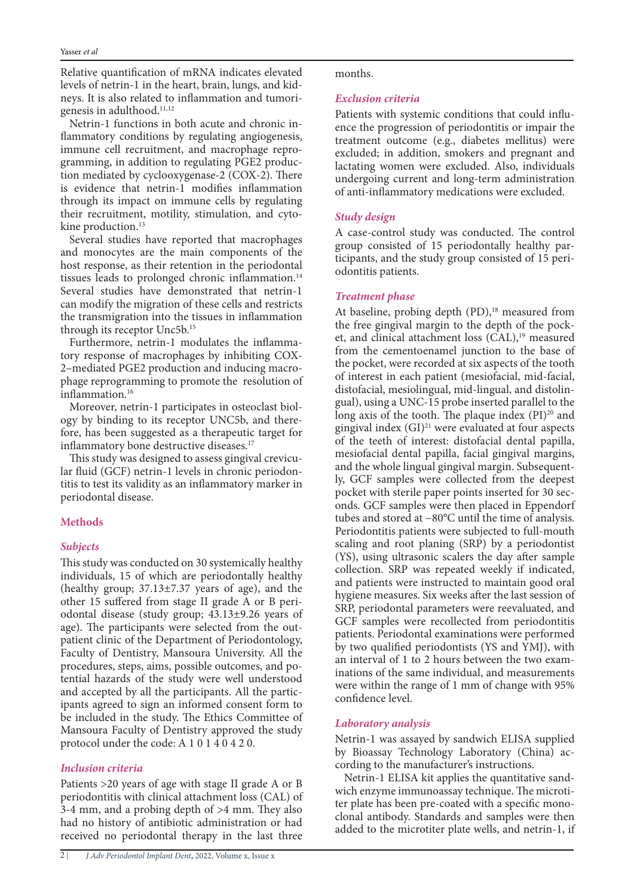Relative quantification of mRNA indicates elevated levels of netrin-1 in the heart, brain, lungs, and kidneys. It is also related to inflammation and tumorigenesis in adulthood.[11,12]

Netrin-1 functions in both acute and chronic inflammatory conditions by regulating angiogenesis, immune cell recruitment, and macrophage reprogramming, in addition to regulating PGE2 production mediated by cyclooxygenase-2 (COX-2). There is evidence that netrin-1 modifies inflammation through its impact on immune cells by regulating their recruitment, motility, stimulation, and cytokine production.[13]

Several studies have reported that macrophages and monocytes are the main components of the host response, as their retention in the periodontal tissues leads to prolonged chronic inflammation.[14] Several studies have demonstrated that netrin-1 can modify the migration of these cells and restricts the transmigration into the tissues in inflammation through its receptor Unc5b.[15]

Furthermore, netrin-1 modulates the inflammatory response of macrophages by inhibiting COX-2–mediated PGE2 production and inducing macrophage reprogramming to promote the resolution of inflammation.[16]

Moreover, netrin-1 participates in osteoclast biology by binding to its receptor UNC5b, and therefore, has been suggested as a therapeutic target for inflammatory bone destructive diseases.[17]

This study was designed to assess gingival crevicular fluid (GCF) netrin-1 levels in chronic periodontitis to test its validity as an inflammatory marker in periodontal disease.

## Methods

### Subjects

This study was conducted on 30 systemically healthy individuals, 15 of which are periodontally healthy (healthy group; 37.13±7.37 years of age), and the other 15 suffered from stage II grade A or B periodontal disease (study group; 43.13±9.26 years of age). The participants were selected from the outpatient clinic of the Department of Periodontology, Faculty of Dentistry, Mansoura University. All the procedures, steps, aims, possible outcomes, and potential hazards of the study were well understood and accepted by all the participants. All the participants agreed to sign an informed consent form to be included in the study. The Ethics Committee of Mansoura Faculty of Dentistry approved the study protocol under the code: A 1 0 1 4 0 4 2 0.

### Inclusion criteria

Patients >20 years of age with stage II grade A or B periodontitis with clinical attachment loss (CAL) of 3-4 mm, and a probing depth of >4 mm. They also had no history of antibiotic administration or had received no periodontal therapy in the last three months.

### Exclusion criteria

Patients with systemic conditions that could influence the progression of periodontitis or impair the treatment outcome (e.g., diabetes mellitus) were excluded; in addition, smokers and pregnant and lactating women were excluded. Also, individuals undergoing current and long-term administration of anti-inflammatory medications were excluded.

### Study design

A case-control study was conducted. The control group consisted of 15 periodontally healthy participants, and the study group consisted of 15 periodontitis patients.

### Treatment phase

At baseline, probing depth (PD),[18] measured from the free gingival margin to the depth of the pocket, and clinical attachment loss (CAL),[19] measured from the cementoenamel junction to the base of the pocket, were recorded at six aspects of the tooth of interest in each patient (mesiofacial, mid-facial, distofacial, mesiolingual, mid-lingual, and distolingual), using a UNC-15 probe inserted parallel to the long axis of the tooth. The plaque index (PI)[20] and gingival index (GI)[21] were evaluated at four aspects of the teeth of interest: distofacial dental papilla, mesiofacial dental papilla, facial gingival margins, and the whole lingual gingival margin. Subsequently, GCF samples were collected from the deepest pocket with sterile paper points inserted for 30 seconds. GCF samples were then placed in Eppendorf tubes and stored at −80°C until the time of analysis. Periodontitis patients were subjected to full-mouth scaling and root planing (SRP) by a periodontist (YS), using ultrasonic scalers the day after sample collection. SRP was repeated weekly if indicated, and patients were instructed to maintain good oral hygiene measures. Six weeks after the last session of SRP, periodontal parameters were reevaluated, and GCF samples were recollected from periodontitis patients. Periodontal examinations were performed by two qualified periodontists (YS and YMJ), with an interval of 1 to 2 hours between the two examinations of the same individual, and measurements were within the range of 1 mm of change with 95% confidence level.

### Laboratory analysis

Netrin-1 was assayed by sandwich ELISA supplied by Bioassay Technology Laboratory (China) according to the manufacturer's instructions.

Netrin-1 ELISA kit applies the quantitative sandwich enzyme immunoassay technique. The microtiter plate has been pre-coated with a specific monoclonal antibody. Standards and samples were then added to the microtiter plate wells, and netrin-1, if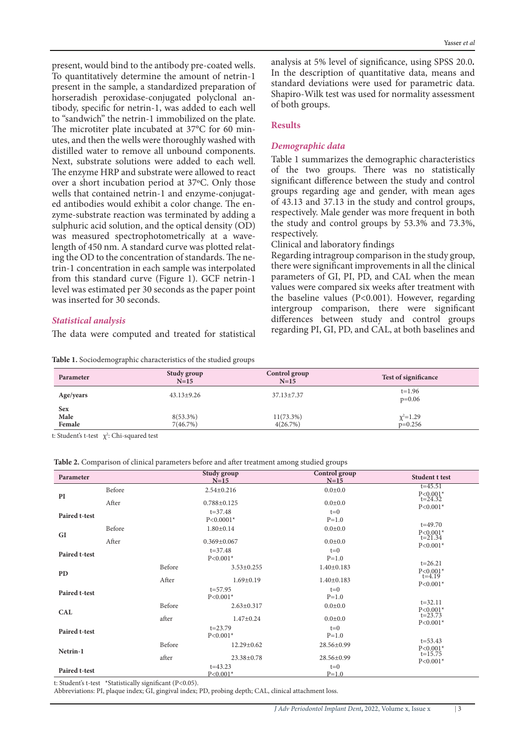present, would bind to the antibody pre-coated wells. To quantitatively determine the amount of netrin-1 present in the sample, a standardized preparation of horseradish peroxidase-conjugated polyclonal antibody, specific for netrin-1, was added to each well to "sandwich" the netrin-1 immobilized on the plate. The microtiter plate incubated at 37°C for 60 minutes, and then the wells were thoroughly washed with distilled water to remove all unbound components. Next, substrate solutions were added to each well. The enzyme HRP and substrate were allowed to react over a short incubation period at 37ºC. Only those wells that contained netrin-1 and enzyme-conjugated antibodies would exhibit a color change. The enzyme-substrate reaction was terminated by adding a sulphuric acid solution, and the optical density (OD) was measured spectrophotometrically at a wavelength of 450 nm. A standard curve was plotted relating the OD to the concentration of standards. The netrin-1 concentration in each sample was interpolated from this standard curve (Figure 1). GCF netrin-1 level was estimated per 30 seconds as the paper point was inserted for 30 seconds.

### *Statistical analysis*

The data were computed and treated for statistical analysis at 5% level of significance, using SPSS 20.0**.** In the description of quantitative data, means and standard deviations were used for parametric data. Shapiro-Wilk test was used for normality assessment of both groups.

## Results

### *Demographic data*

Table 1 summarizes the demographic characteristics of the two groups. There was no statistically significant difference between the study and control groups regarding age and gender, with mean ages of 43.13 and 37.13 in the study and control groups, respectively. Male gender was more frequent in both the study and control groups by 53.3% and 73.3%, respectively.

Clinical and laboratory findings

Regarding intragroup comparison in the study group, there were significant improvements in all the clinical parameters of GI, PI, PD, and CAL when the mean values were compared six weeks after treatment with the baseline values (P<0.001). However, regarding intergroup comparison, there were significant differences between study and control groups regarding PI, GI, PD, and CAL, at both baselines and

**Table 1.** Sociodemographic characteristics of the studied groups

| Parameter | Study group N=15 | Control group N=15 | Test of significance |
|---|---|---|---|
| Age/years | 43.13±9.26 | 37.13±7.37 | t=1.96<br>p=0.06 |
| **Sex** | | | |
| Male | 8(53.3%) | 11(73.3%) | $\chi^2$=1.29 |
| Female | 7(46.7%) | 4(26.7%) | p=0.256 |

t: Student's t-test $\chi^2$: Chi-squared test

**Table 2.** Comparison of clinical parameters before and after treatment among studied groups

| Parameter | | Study group N=15 | Control group N=15 | Student t test |
|---|---|---|---|---|
| PI | Before | 2.54±0.216 | 0.0±0.0 | t=45.51<br>P<0.001* |
| | After | 0.788±0.125 | 0.0±0.0 | t=24.32<br>P<0.001* |
| Paired t-test | | t=37.48<br>P<0.0001* | t=0<br>P=1.0 | |
| GI | Before | 1.80±0.14 | 0.0±0.0 | t=49.70<br>P<0.001* |
| | After | 0.369±0.067 | 0.0±0.0 | t=21.34<br>P<0.001* |
| Paired t-test | | t=37.48<br>P<0.001* | t=0<br>P=1.0 | |
| PD | Before | 3.53±0.255 | 1.40±0.183 | t=26.21<br>P<0.001* |
| | After | 1.69±0.19 | 1.40±0.183 | t=4.19<br>P<0.001* |
| Paired t-test | | t=57.95<br>P<0.001* | t=0<br>P=1.0 | |
| CAL | Before | 2.63±0.317 | 0.0±0.0 | t=32.11<br>P<0.001* |
| | after | 1.47±0.24 | 0.0±0.0 | t=23.73<br>P<0.001* |
| Paired t-test | | t=23.79<br>P<0.001* | t=0<br>P=1.0 | |
| Netrin-1 | Before | 12.29±0.62 | 28.56±0.99 | t=53.43<br>P<0.001* |
| | after | 23.38±0.78 | 28.56±0.99 | t=15.75<br>P<0.001* |
| Paired t-test | | t=43.23<br>P<0.001* | t=0<br>P=1.0 | |

t: Student's t-test *Statistically significant (P<0.05).

Abbreviations: PI, plaque index; GI, gingival index; PD, probing depth; CAL, clinical attachment loss.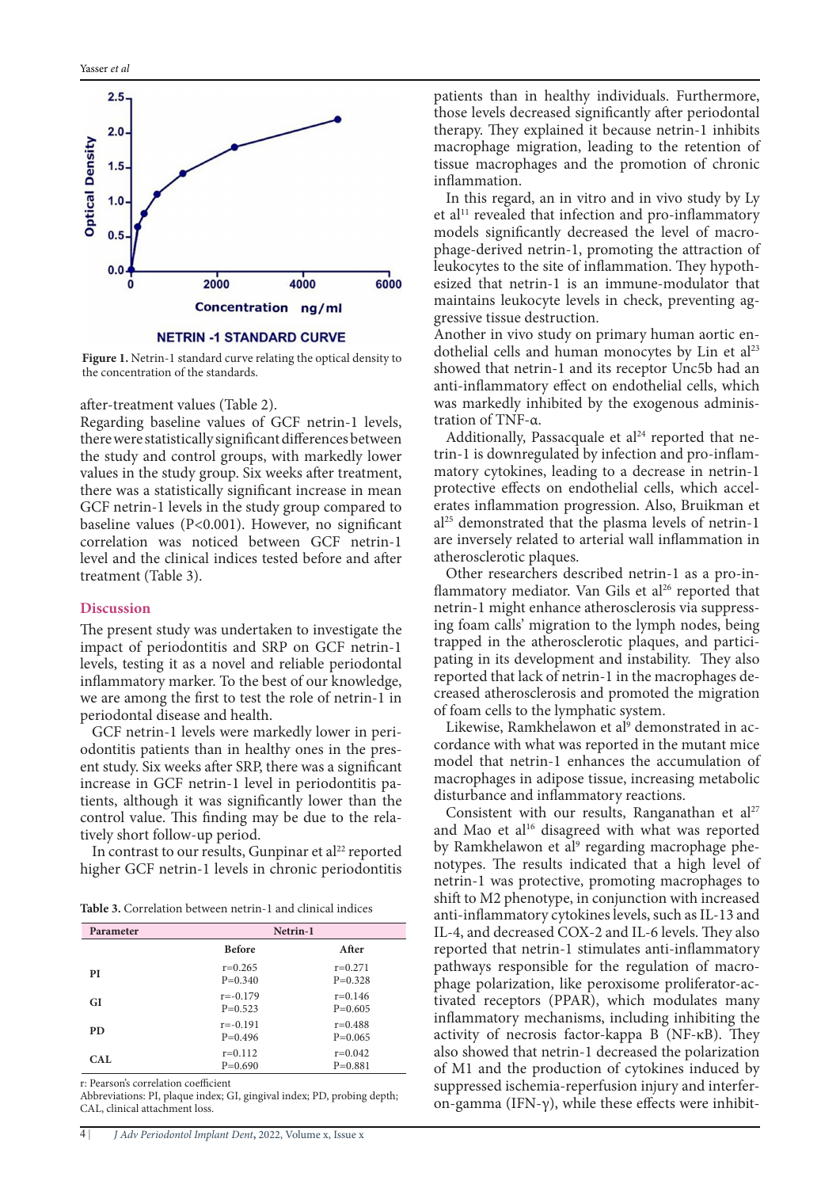Figure 1. Netrin-1 standard curve relating the optical density to the concentration of the standards.

after-treatment values (Table 2).

Regarding baseline values of GCF netrin-1 levels, there were statistically significant differences between the study and control groups, with markedly lower values in the study group. Six weeks after treatment, there was a statistically significant increase in mean GCF netrin-1 levels in the study group compared to baseline values ($P<0.001$). However, no significant correlation was noticed between GCF netrin-1 level and the clinical indices tested before and after treatment (Table 3).

## Discussion

The present study was undertaken to investigate the impact of periodontitis and SRP on GCF netrin-1 levels, testing it as a novel and reliable periodontal inflammatory marker. To the best of our knowledge, we are among the first to test the role of netrin-1 in periodontal disease and health.

GCF netrin-1 levels were markedly lower in periodontitis patients than in healthy ones in the present study. Six weeks after SRP, there was a significant increase in GCF netrin-1 level in periodontitis patients, although it was significantly lower than the control value. This finding may be due to the relatively short follow-up period.

In contrast to our results, Gunpinar et al[22] reported higher GCF netrin-1 levels in chronic periodontitis patients than in healthy individuals. Furthermore, those levels decreased significantly after periodontal therapy. They explained it because netrin-1 inhibits macrophage migration, leading to the retention of tissue macrophages and the promotion of chronic inflammation.

In this regard, an in vitro and in vivo study by Ly et al[11] revealed that infection and pro-inflammatory models significantly decreased the level of macrophage-derived netrin-1, promoting the attraction of leukocytes to the site of inflammation. They hypothesized that netrin-1 is an immune-modulator that maintains leukocyte levels in check, preventing aggressive tissue destruction.

Another in vivo study on primary human aortic endothelial cells and human monocytes by Lin et al[23] showed that netrin-1 and its receptor Unc5b had an anti-inflammatory effect on endothelial cells, which was markedly inhibited by the exogenous administration of TNF-α.

Additionally, Passacquale et al[24] reported that netrin-1 is downregulated by infection and pro-inflammatory cytokines, leading to a decrease in netrin-1 protective effects on endothelial cells, which accelerates inflammation progression. Also, Bruikman et al[25] demonstrated that the plasma levels of netrin-1 are inversely related to arterial wall inflammation in atherosclerotic plaques.

Other researchers described netrin-1 as a pro-inflammatory mediator. Van Gils et al[26] reported that netrin-1 might enhance atherosclerosis via suppressing foam calls' migration to the lymph nodes, being trapped in the atherosclerotic plaques, and participating in its development and instability. They also reported that lack of netrin-1 in the macrophages decreased atherosclerosis and promoted the migration of foam cells to the lymphatic system.

Likewise, Ramkhelawon et al[9] demonstrated in accordance with what was reported in the mutant mice model that netrin-1 enhances the accumulation of macrophages in adipose tissue, increasing metabolic disturbance and inflammatory reactions.

Consistent with our results, Ranganathan et al[27] and Mao et al[16] disagreed with what was reported by Ramkhelawon et al[9] regarding macrophage phenotypes. The results indicated that a high level of netrin-1 was protective, promoting macrophages to shift to M2 phenotype, in conjunction with increased anti-inflammatory cytokines levels, such as IL-13 and IL-4, and decreased COX-2 and IL-6 levels. They also reported that netrin-1 stimulates anti-inflammatory pathways responsible for the regulation of macrophage polarization, like peroxisome proliferator-activated receptors (PPAR), which modulates many inflammatory mechanisms, including inhibiting the activity of necrosis factor-kappa B (NF-κB). They also showed that netrin-1 decreased the polarization of M1 and the production of cytokines induced by suppressed ischemia-reperfusion injury and interferon-gamma (IFN-γ), while these effects were inhibit-

Table 3. Correlation between netrin-1 and clinical indices

| Parameter | Netrin-1 | |
|---|---|---|
| | Before | After |
| PI | r=0.265<br>P=0.340 | r=0.271<br>P=0.328 |
| GI | r=-0.179<br>P=0.523 | r=0.146<br>P=0.605 |
| PD | r=-0.191<br>P=0.496 | r=0.488<br>P=0.065 |
| CAL | r=0.112<br>P=0.690 | r=0.042<br>P=0.881 |

r: Pearson's correlation coefficient

Abbreviations: PI, plaque index; GI, gingival index; PD, probing depth; CAL, clinical attachment loss.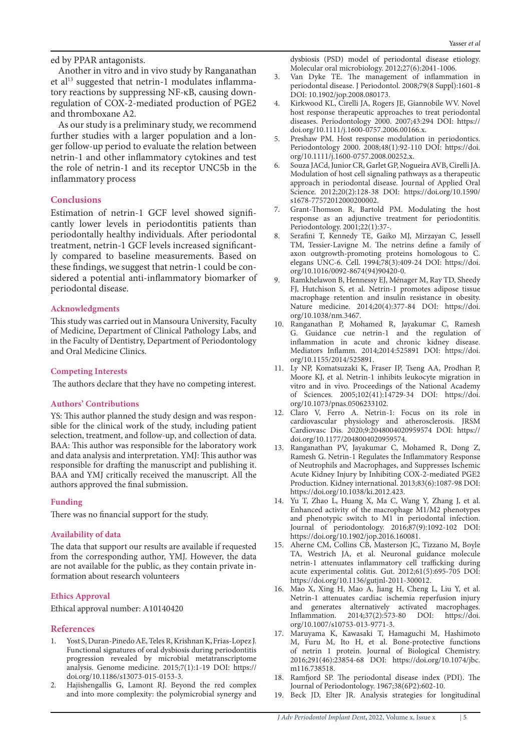ed by PPAR antagonists.

Another in vitro and in vivo study by Ranganathan et al[13] suggested that netrin-1 modulates inflammatory reactions by suppressing NF-κB, causing downregulation of COX-2-mediated production of PGE2 and thromboxane A2.

As our study is a preliminary study, we recommend further studies with a larger population and a longer follow-up period to evaluate the relation between netrin-1 and other inflammatory cytokines and test the role of netrin-1 and its receptor UNC5b in the inflammatory process

## Conclusions

Estimation of netrin-1 GCF level showed significantly lower levels in periodontitis patients than periodontally healthy individuals. After periodontal treatment, netrin-1 GCF levels increased significantly compared to baseline measurements. Based on these findings, we suggest that netrin-1 could be considered a potential anti-inflammatory biomarker of periodontal disease.

### Acknowledgments

This study was carried out in Mansoura University, Faculty of Medicine, Department of Clinical Pathology Labs, and in the Faculty of Dentistry, Department of Periodontology and Oral Medicine Clinics.

### Competing Interests

The authors declare that they have no competing interest.

### Authors' Contributions

YS: This author planned the study design and was responsible for the clinical work of the study, including patient selection, treatment, and follow-up, and collection of data. BAA: This author was responsible for the laboratory work and data analysis and interpretation. YMJ: This author was responsible for drafting the manuscript and publishing it. BAA and YMJ critically received the manuscript. All the authors approved the final submission.

### Funding

There was no financial support for the study.

### Availability of data

The data that support our results are available if requested from the corresponding author, YMJ. However, the data are not available for the public, as they contain private information about research volunteers

### Ethics Approval

Ethical approval number: A10140420

## References

1. Yost S, Duran-Pinedo AE, Teles R, Krishnan K, Frias-Lopez J. Functional signatures of oral dysbiosis during periodontitis progression revealed by microbial metatranscriptome analysis. Genome medicine. 2015;7(1):1-19 DOI: https://doi.org/10.1186/s13073-015-0153-3.
2. Hajishengallis G, Lamont RJ. Beyond the red complex and into more complexity: the polymicrobial synergy and dysbiosis (PSD) model of periodontal disease etiology. Molecular oral microbiology. 2012;27(6):2041-1006.
3. Van Dyke TE. The management of inflammation in periodontal disease. J Periodontol. 2008;79(8 Suppl):1601-8 DOI: 10.1902/jop.2008.080173.
4. Kirkwood KL, Cirelli JA, Rogers JE, Giannobile WV. Novel host response therapeutic approaches to treat periodontal diseases. Periodontology 2000. 2007;43:294 DOI: https://doi.org/10.1111/j.1600-0757.2006.00166.x.
5. Preshaw PM. Host response modulation in periodontics. Periodontology 2000. 2008;48(1):92-110 DOI: https://doi.org/10.1111/j.1600-0757.2008.00252.x.
6. Souza JACd, Junior CR, Garlet GP, Nogueira AVB, Cirelli JA. Modulation of host cell signaling pathways as a therapeutic approach in periodontal disease. Journal of Applied Oral Science. 2012;20(2):128-38 DOI: https://doi.org/10.1590/s1678-77572012000200002.
7. Grant-Thomson R, Bartold PM. Modulating the host response as an adjunctive treatment for periodontitis. Periodontology. 2001;22(1):37-.
8. Serafini T, Kennedy TE, Gaiko MJ, Mirzayan C, Jessell TM, Tessier-Lavigne M. The netrins define a family of axon outgrowth-promoting proteins homologous to C. elegans UNC-6. Cell. 1994;78(3):409-24 DOI: https://doi.org/10.1016/0092-8674(94)90420-0.
9. Ramkhelawon B, Hennessy EJ, Ménager M, Ray TD, Sheedy FJ, Hutchison S, et al. Netrin-1 promotes adipose tissue macrophage retention and insulin resistance in obesity. Nature medicine. 2014;20(4):377-84 DOI: https://doi.org/10.1038/nm.3467.
10. Ranganathan P, Mohamed R, Jayakumar C, Ramesh G. Guidance cue netrin-1 and the regulation of inflammation in acute and chronic kidney disease. Mediators Inflamm. 2014;2014:525891 DOI: https://doi.org/10.1155/2014/525891.
11. Ly NP, Komatsuzaki K, Fraser IP, Tseng AA, Prodhan P, Moore KJ, et al. Netrin-1 inhibits leukocyte migration in vitro and in vivo. Proceedings of the National Academy of Sciences. 2005;102(41):14729-34 DOI: https://doi.org/10.1073/pnas.0506233102.
12. Claro V, Ferro A. Netrin-1: Focus on its role in cardiovascular physiology and atherosclerosis. JRSM Cardiovasc Dis. 2020;9:2048004020959574 DOI: https://doi.org/10.1177/2048004020959574.
13. Ranganathan PV, Jayakumar C, Mohamed R, Dong Z, Ramesh G. Netrin-1 Regulates the Inflammatory Response of Neutrophils and Macrophages, and Suppresses Ischemic Acute Kidney Injury by Inhibiting COX-2-mediated PGE2 Production. Kidney international. 2013;83(6):1087-98 DOI: https://doi.org/10.1038/ki.2012.423.
14. Yu T, Zhao L, Huang X, Ma C, Wang Y, Zhang J, et al. Enhanced activity of the macrophage M1/M2 phenotypes and phenotypic switch to M1 in periodontal infection. Journal of periodontology. 2016;87(9):1092-102 DOI: https://doi.org/10.1902/jop.2016.160081.
15. Aherne CM, Collins CB, Masterson JC, Tizzano M, Boyle TA, Westrich JA, et al. Neuronal guidance molecule netrin-1 attenuates inflammatory cell trafficking during acute experimental colitis. Gut. 2012;61(5):695-705 DOI: https://doi.org/10.1136/gutjnl-2011-300012.
16. Mao X, Xing H, Mao A, Jiang H, Cheng L, Liu Y, et al. Netrin-1 attenuates cardiac ischemia reperfusion injury and generates alternatively activated macrophages. Inflammation. 2014;37(2):573-80 DOI: https://doi.org/10.1007/s10753-013-9771-3.
17. Maruyama K, Kawasaki T, Hamaguchi M, Hashimoto M, Furu M, Ito H, et al. Bone-protective functions of netrin 1 protein. Journal of Biological Chemistry. 2016;291(46):23854-68 DOI: https://doi.org/10.1074/jbc.m116.738518.
18. Ramfjord SP. The periodontal disease index (PDI). The Journal of Periodontology. 1967;38(6P2):602-10.
19. Beck JD, Elter JR. Analysis strategies for longitudinal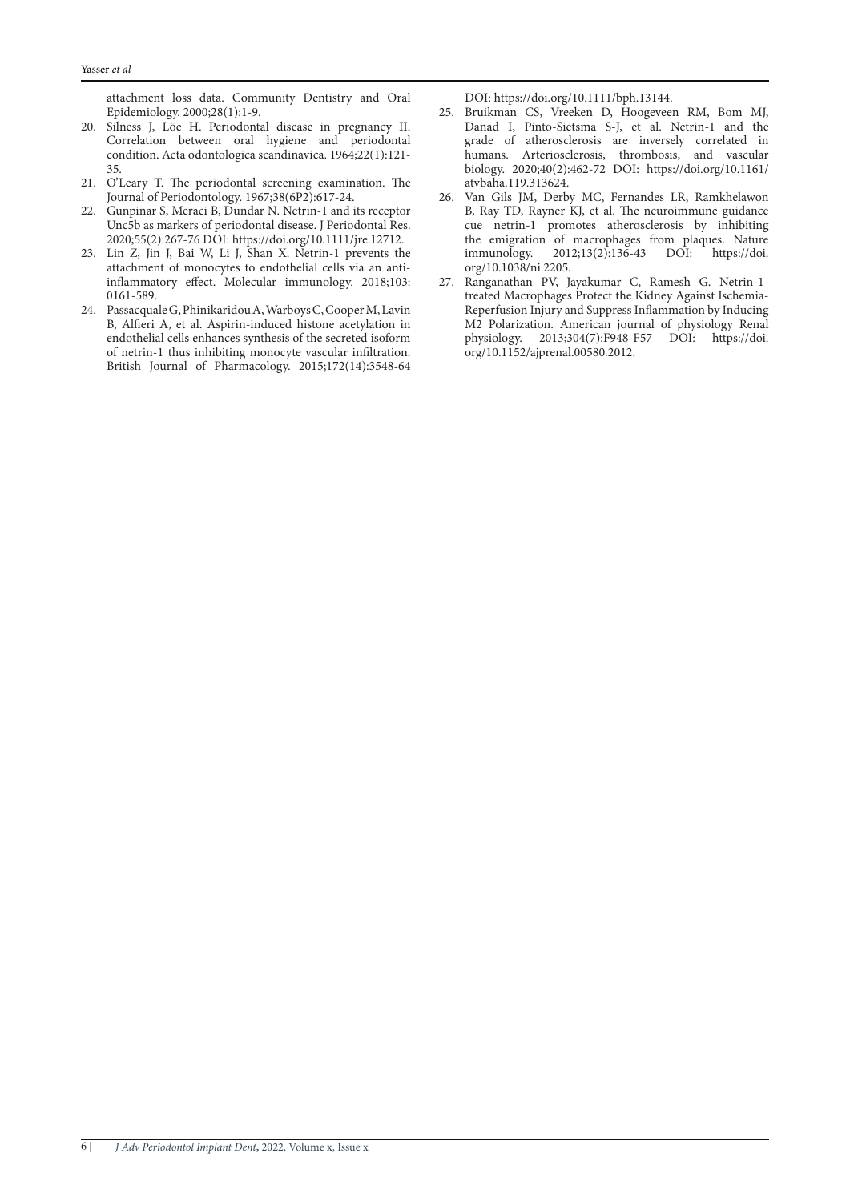attachment loss data. Community Dentistry and Oral Epidemiology. 2000;28(1):1-9.

20. Silness J, Löe H. Periodontal disease in pregnancy II. Correlation between oral hygiene and periodontal condition. Acta odontologica scandinavica. 1964;22(1):121-35.
21. O'Leary T. The periodontal screening examination. The Journal of Periodontology. 1967;38(6P2):617-24.
22. Gunpinar S, Meraci B, Dundar N. Netrin-1 and its receptor Unc5b as markers of periodontal disease. J Periodontal Res. 2020;55(2):267-76 DOI: https://doi.org/10.1111/jre.12712.
23. Lin Z, Jin J, Bai W, Li J, Shan X. Netrin-1 prevents the attachment of monocytes to endothelial cells via an anti-inflammatory effect. Molecular immunology. 2018;103: 0161-589.
24. Passacquale G, Phinikaridou A, Warboys C, Cooper M, Lavin B, Alfieri A, et al. Aspirin-induced histone acetylation in endothelial cells enhances synthesis of the secreted isoform of netrin-1 thus inhibiting monocyte vascular infiltration. British Journal of Pharmacology. 2015;172(14):3548-64 DOI: https://doi.org/10.1111/bph.13144.
25. Bruikman CS, Vreeken D, Hoogeveen RM, Bom MJ, Danad I, Pinto-Sietsma S-J, et al. Netrin-1 and the grade of atherosclerosis are inversely correlated in humans. Arteriosclerosis, thrombosis, and vascular biology. 2020;40(2):462-72 DOI: https://doi.org/10.1161/atvbaha.119.313624.
26. Van Gils JM, Derby MC, Fernandes LR, Ramkhelawon B, Ray TD, Rayner KJ, et al. The neuroimmune guidance cue netrin-1 promotes atherosclerosis by inhibiting the emigration of macrophages from plaques. Nature immunology. 2012;13(2):136-43 DOI: https://doi.org/10.1038/ni.2205.
27. Ranganathan PV, Jayakumar C, Ramesh G. Netrin-1-treated Macrophages Protect the Kidney Against Ischemia-Reperfusion Injury and Suppress Inflammation by Inducing M2 Polarization. American journal of physiology Renal physiology. 2013;304(7):F948-F57 DOI: https://doi.org/10.1152/ajprenal.00580.2012.